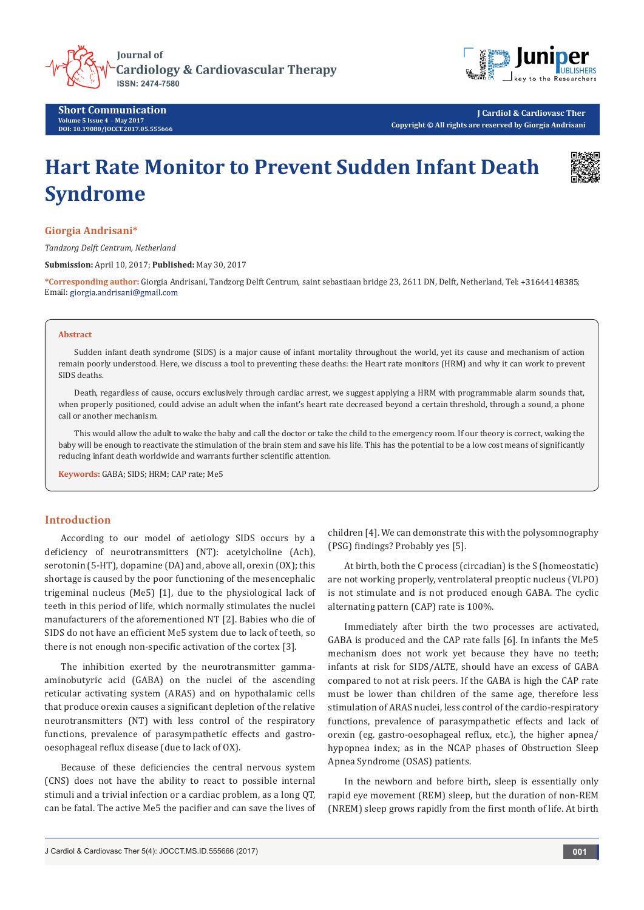Short Communication
Volume 5 Issue 4 – May 2017
DOI: 10.19080/JOCCT.2017.05.555666

J Cardiol & Cardiovasc Ther
Copyright © All rights are reserved by Giorgia Andrisani

# Hart Rate Monitor to Prevent Sudden Infant Death Syndrome

**Giorgia Andrisani***

*Tandzorg Delft Centrum, Netherland*

**Submission:** April 10, 2017; **Published:** May 30, 2017

***Corresponding author:** Giorgia Andrisani, Tandzorg Delft Centrum, saint sebastiaan bridge 23, 2611 DN, Delft, Netherland, Tel: +31644148385; Email: giorgia.andrisani@gmail.com

## Abstract

Sudden infant death syndrome (SIDS) is a major cause of infant mortality throughout the world, yet its cause and mechanism of action remain poorly understood. Here, we discuss a tool to preventing these deaths: the Heart rate monitors (HRM) and why it can work to prevent SIDS deaths.

Death, regardless of cause, occurs exclusively through cardiac arrest, we suggest applying a HRM with programmable alarm sounds that, when properly positioned, could advise an adult when the infant's heart rate decreased beyond a certain threshold, through a sound, a phone call or another mechanism.

This would allow the adult to wake the baby and call the doctor or take the child to the emergency room. If our theory is correct, waking the baby will be enough to reactivate the stimulation of the brain stem and save his life. This has the potential to be a low cost means of significantly reducing infant death worldwide and warrants further scientific attention.

**Keywords:** GABA; SIDS; HRM; CAP rate; Me5

## Introduction

According to our model of aetiology SIDS occurs by a deficiency of neurotransmitters (NT): acetylcholine (Ach), serotonin (5-HT), dopamine (DA) and, above all, orexin (OX); this shortage is caused by the poor functioning of the mesencephalic trigeminal nucleus (Me5) [1], due to the physiological lack of teeth in this period of life, which normally stimulates the nuclei manufacturers of the aforementioned NT [2]. Babies who die of SIDS do not have an efficient Me5 system due to lack of teeth, so there is not enough non-specific activation of the cortex [3].

The inhibition exerted by the neurotransmitter gamma-aminobutyric acid (GABA) on the nuclei of the ascending reticular activating system (ARAS) and on hypothalamic cells that produce orexin causes a significant depletion of the relative neurotransmitters (NT) with less control of the respiratory functions, prevalence of parasympathetic effects and gastro-oesophageal reflux disease (due to lack of OX).

Because of these deficiencies the central nervous system (CNS) does not have the ability to react to possible internal stimuli and a trivial infection or a cardiac problem, as a long QT, can be fatal. The active Me5 the pacifier and can save the lives of children [4]. We can demonstrate this with the polysomnography (PSG) findings? Probably yes [5].

At birth, both the C process (circadian) is the S (homeostatic) are not working properly, ventrolateral preoptic nucleus (VLPO) is not stimulate and is not produced enough GABA. The cyclic alternating pattern (CAP) rate is 100%.

Immediately after birth the two processes are activated, GABA is produced and the CAP rate falls [6]. In infants the Me5 mechanism does not work yet because they have no teeth; infants at risk for SIDS/ALTE, should have an excess of GABA compared to not at risk peers. If the GABA is high the CAP rate must be lower than children of the same age, therefore less stimulation of ARAS nuclei, less control of the cardio-respiratory functions, prevalence of parasympathetic effects and lack of orexin (eg. gastro-oesophageal reflux, etc.), the higher apnea/hypopnea index; as in the NCAP phases of Obstruction Sleep Apnea Syndrome (OSAS) patients.

In the newborn and before birth, sleep is essentially only rapid eye movement (REM) sleep, but the duration of non-REM (NREM) sleep grows rapidly from the first month of life. At birth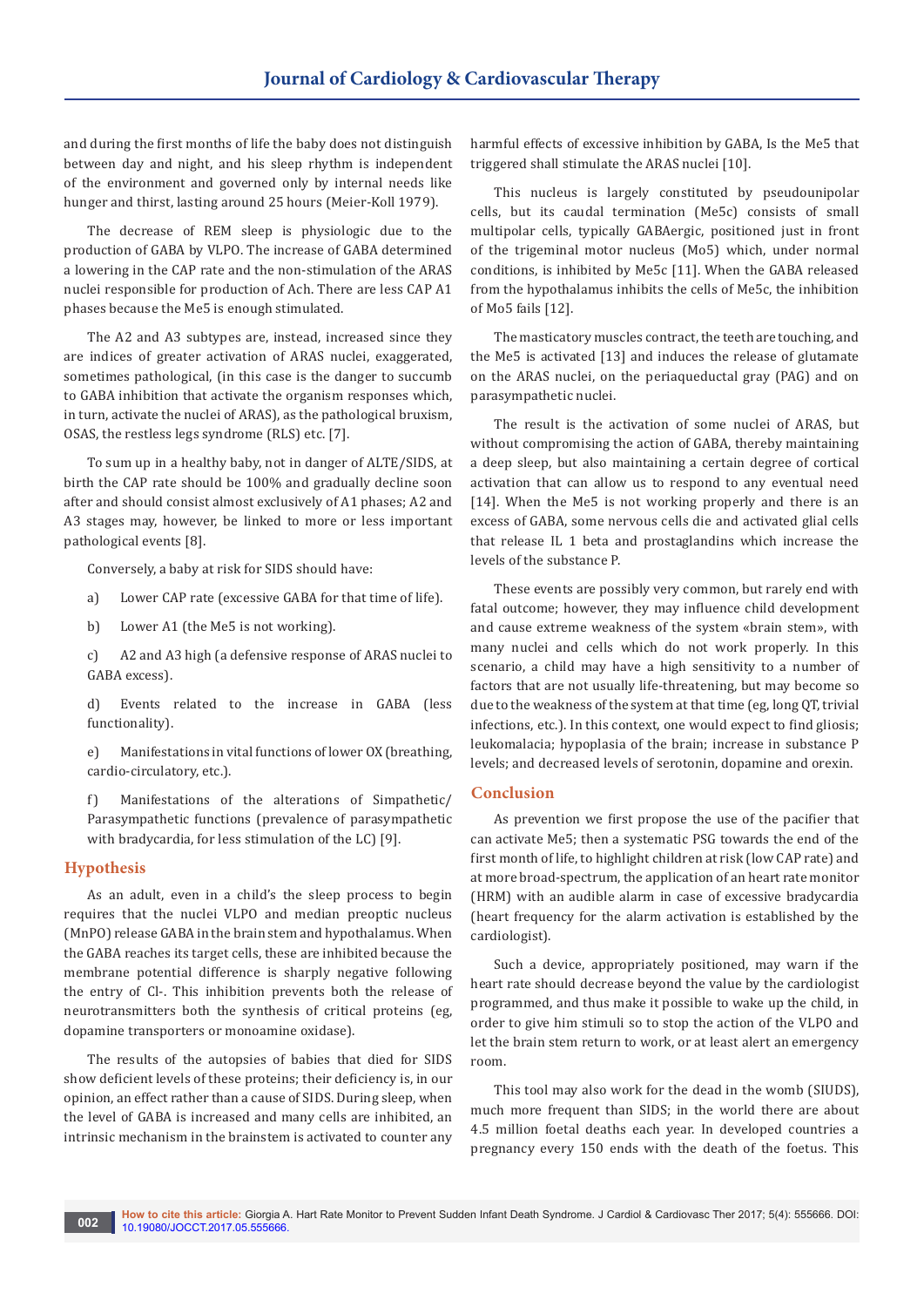and during the first months of life the baby does not distinguish between day and night, and his sleep rhythm is independent of the environment and governed only by internal needs like hunger and thirst, lasting around 25 hours (Meier-Koll 1979).

The decrease of REM sleep is physiologic due to the production of GABA by VLPO. The increase of GABA determined a lowering in the CAP rate and the non-stimulation of the ARAS nuclei responsible for production of Ach. There are less CAP A1 phases because the Me5 is enough stimulated.

The A2 and A3 subtypes are, instead, increased since they are indices of greater activation of ARAS nuclei, exaggerated, sometimes pathological, (in this case is the danger to succumb to GABA inhibition that activate the organism responses which, in turn, activate the nuclei of ARAS), as the pathological bruxism, OSAS, the restless legs syndrome (RLS) etc. [7].

To sum up in a healthy baby, not in danger of ALTE/SIDS, at birth the CAP rate should be 100% and gradually decline soon after and should consist almost exclusively of A1 phases; A2 and A3 stages may, however, be linked to more or less important pathological events [8].

Conversely, a baby at risk for SIDS should have:

a) Lower CAP rate (excessive GABA for that time of life).

b) Lower A1 (the Me5 is not working).

c) A2 and A3 high (a defensive response of ARAS nuclei to GABA excess).

d) Events related to the increase in GABA (less functionality).

e) Manifestations in vital functions of lower OX (breathing, cardio-circulatory, etc.).

f) Manifestations of the alterations of Simpathetic/Parasympathetic functions (prevalence of parasympathetic with bradycardia, for less stimulation of the LC) [9].

## Hypothesis

As an adult, even in a child's the sleep process to begin requires that the nuclei VLPO and median preoptic nucleus (MnPO) release GABA in the brain stem and hypothalamus. When the GABA reaches its target cells, these are inhibited because the membrane potential difference is sharply negative following the entry of Cl-. This inhibition prevents both the release of neurotransmitters both the synthesis of critical proteins (eg, dopamine transporters or monoamine oxidase).

The results of the autopsies of babies that died for SIDS show deficient levels of these proteins; their deficiency is, in our opinion, an effect rather than a cause of SIDS. During sleep, when the level of GABA is increased and many cells are inhibited, an intrinsic mechanism in the brainstem is activated to counter any harmful effects of excessive inhibition by GABA, Is the Me5 that triggered shall stimulate the ARAS nuclei [10].

This nucleus is largely constituted by pseudounipolar cells, but its caudal termination (Me5c) consists of small multipolar cells, typically GABAergic, positioned just in front of the trigeminal motor nucleus (Mo5) which, under normal conditions, is inhibited by Me5c [11]. When the GABA released from the hypothalamus inhibits the cells of Me5c, the inhibition of Mo5 fails [12].

The masticatory muscles contract, the teeth are touching, and the Me5 is activated [13] and induces the release of glutamate on the ARAS nuclei, on the periaqueductal gray (PAG) and on parasympathetic nuclei.

The result is the activation of some nuclei of ARAS, but without compromising the action of GABA, thereby maintaining a deep sleep, but also maintaining a certain degree of cortical activation that can allow us to respond to any eventual need [14]. When the Me5 is not working properly and there is an excess of GABA, some nervous cells die and activated glial cells that release IL 1 beta and prostaglandins which increase the levels of the substance P.

These events are possibly very common, but rarely end with fatal outcome; however, they may influence child development and cause extreme weakness of the system «brain stem», with many nuclei and cells which do not work properly. In this scenario, a child may have a high sensitivity to a number of factors that are not usually life-threatening, but may become so due to the weakness of the system at that time (eg, long QT, trivial infections, etc.). In this context, one would expect to find gliosis; leukomalacia; hypoplasia of the brain; increase in substance P levels; and decreased levels of serotonin, dopamine and orexin.

## Conclusion

As prevention we first propose the use of the pacifier that can activate Me5; then a systematic PSG towards the end of the first month of life, to highlight children at risk (low CAP rate) and at more broad-spectrum, the application of an heart rate monitor (HRM) with an audible alarm in case of excessive bradycardia (heart frequency for the alarm activation is established by the cardiologist).

Such a device, appropriately positioned, may warn if the heart rate should decrease beyond the value by the cardiologist programmed, and thus make it possible to wake up the child, in order to give him stimuli so to stop the action of the VLPO and let the brain stem return to work, or at least alert an emergency room.

This tool may also work for the dead in the womb (SIUDS), much more frequent than SIDS; in the world there are about 4.5 million foetal deaths each year. In developed countries a pregnancy every 150 ends with the death of the foetus. This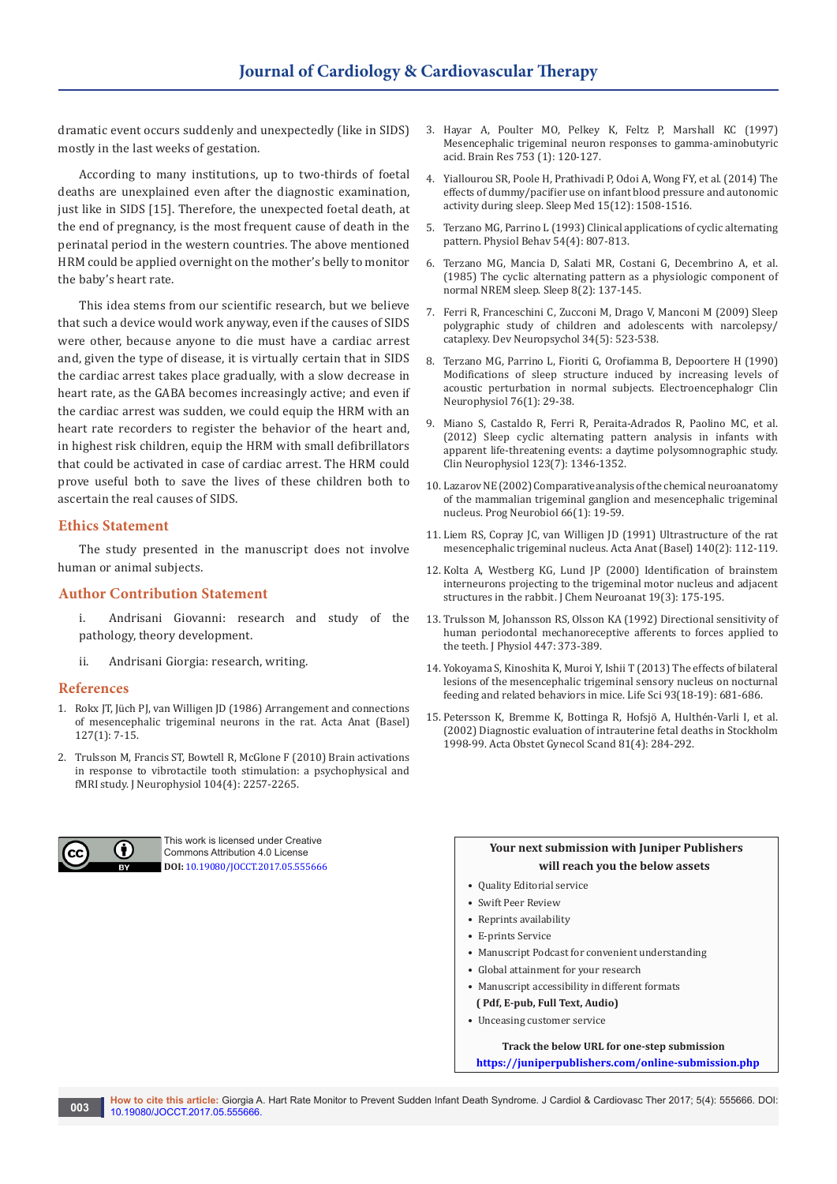dramatic event occurs suddenly and unexpectedly (like in SIDS) mostly in the last weeks of gestation.

According to many institutions, up to two-thirds of foetal deaths are unexplained even after the diagnostic examination, just like in SIDS [15]. Therefore, the unexpected foetal death, at the end of pregnancy, is the most frequent cause of death in the perinatal period in the western countries. The above mentioned HRM could be applied overnight on the mother's belly to monitor the baby's heart rate.

This idea stems from our scientific research, but we believe that such a device would work anyway, even if the causes of SIDS were other, because anyone to die must have a cardiac arrest and, given the type of disease, it is virtually certain that in SIDS the cardiac arrest takes place gradually, with a slow decrease in heart rate, as the GABA becomes increasingly active; and even if the cardiac arrest was sudden, we could equip the HRM with an heart rate recorders to register the behavior of the heart and, in highest risk children, equip the HRM with small defibrillators that could be activated in case of cardiac arrest. The HRM could prove useful both to save the lives of these children both to ascertain the real causes of SIDS.

## Ethics Statement

The study presented in the manuscript does not involve human or animal subjects.

## Author Contribution Statement

i. Andrisani Giovanni: research and study of the pathology, theory development.

ii. Andrisani Giorgia: research, writing.

## References

1. Rokx JT, Jüch PJ, van Willigen JD (1986) Arrangement and connections of mesencephalic trigeminal neurons in the rat. Acta Anat (Basel) 127(1): 7-15.
2. Trulsson M, Francis ST, Bowtell R, McGlone F (2010) Brain activations in response to vibrotactile tooth stimulation: a psychophysical and fMRI study. J Neurophysiol 104(4): 2257-2265.
3. Hayar A, Poulter MO, Pelkey K, Feltz P, Marshall KC (1997) Mesencephalic trigeminal neuron responses to gamma-aminobutyric acid. Brain Res 753 (1): 120-127.
4. Yiallourou SR, Poole H, Prathivadi P, Odoi A, Wong FY, et al. (2014) The effects of dummy/pacifier use on infant blood pressure and autonomic activity during sleep. Sleep Med 15(12): 1508-1516.
5. Terzano MG, Parrino L (1993) Clinical applications of cyclic alternating pattern. Physiol Behav 54(4): 807-813.
6. Terzano MG, Mancia D, Salati MR, Costani G, Decembrino A, et al. (1985) The cyclic alternating pattern as a physiologic component of normal NREM sleep. Sleep 8(2): 137-145.
7. Ferri R, Franceschini C, Zucconi M, Drago V, Manconi M (2009) Sleep polygraphic study of children and adolescents with narcolepsy/cataplexy. Dev Neuropsychol 34(5): 523-538.
8. Terzano MG, Parrino L, Fioriti G, Orofiamma B, Depoortere H (1990) Modifications of sleep structure induced by increasing levels of acoustic perturbation in normal subjects. Electroencephalogr Clin Neurophysiol 76(1): 29-38.
9. Miano S, Castaldo R, Ferri R, Peraita-Adrados R, Paolino MC, et al. (2012) Sleep cyclic alternating pattern analysis in infants with apparent life-threatening events: a daytime polysomnographic study. Clin Neurophysiol 123(7): 1346-1352.
10. Lazarov NE (2002) Comparative analysis of the chemical neuroanatomy of the mammalian trigeminal ganglion and mesencephalic trigeminal nucleus. Prog Neurobiol 66(1): 19-59.
11. Liem RS, Copray JC, van Willigen JD (1991) Ultrastructure of the rat mesencephalic trigeminal nucleus. Acta Anat (Basel) 140(2): 112-119.
12. Kolta A, Westberg KG, Lund JP (2000) Identification of brainstem interneurons projecting to the trigeminal motor nucleus and adjacent structures in the rabbit. J Chem Neuroanat 19(3): 175-195.
13. Trulsson M, Johansson RS, Olsson KA (1992) Directional sensitivity of human periodontal mechanoreceptive afferents to forces applied to the teeth. J Physiol 447: 373-389.
14. Yokoyama S, Kinoshita K, Muroi Y, Ishii T (2013) The effects of bilateral lesions of the mesencephalic trigeminal sensory nucleus on nocturnal feeding and related behaviors in mice. Life Sci 93(18-19): 681-686.
15. Petersson K, Bremme K, Bottinga R, Hofsjö A, Hulthén-Varli I, et al. (2002) Diagnostic evaluation of intrauterine fetal deaths in Stockholm 1998-99. Acta Obstet Gynecol Scand 81(4): 284-292.

This work is licensed under Creative Commons Attribution 4.0 License
**DOI:** 10.19080/JOCCT.2017.05.555666

**Your next submission with Juniper Publishers will reach you the below assets**

- Quality Editorial service
- Swift Peer Review
- Reprints availability
- E-prints Service
- Manuscript Podcast for convenient understanding
- Global attainment for your research
- Manuscript accessibility in different formats
  **( Pdf, E-pub, Full Text, Audio)**
- Unceasing customer service

**Track the below URL for one-step submission**
**https://juniperpublishers.com/online-submission.php**

**How to cite this article:** Giorgia A. Hart Rate Monitor to Prevent Sudden Infant Death Syndrome. J Cardiol & Cardiovasc Ther 2017; 5(4): 555666. DOI: 10.19080/JOCCT.2017.05.555666.